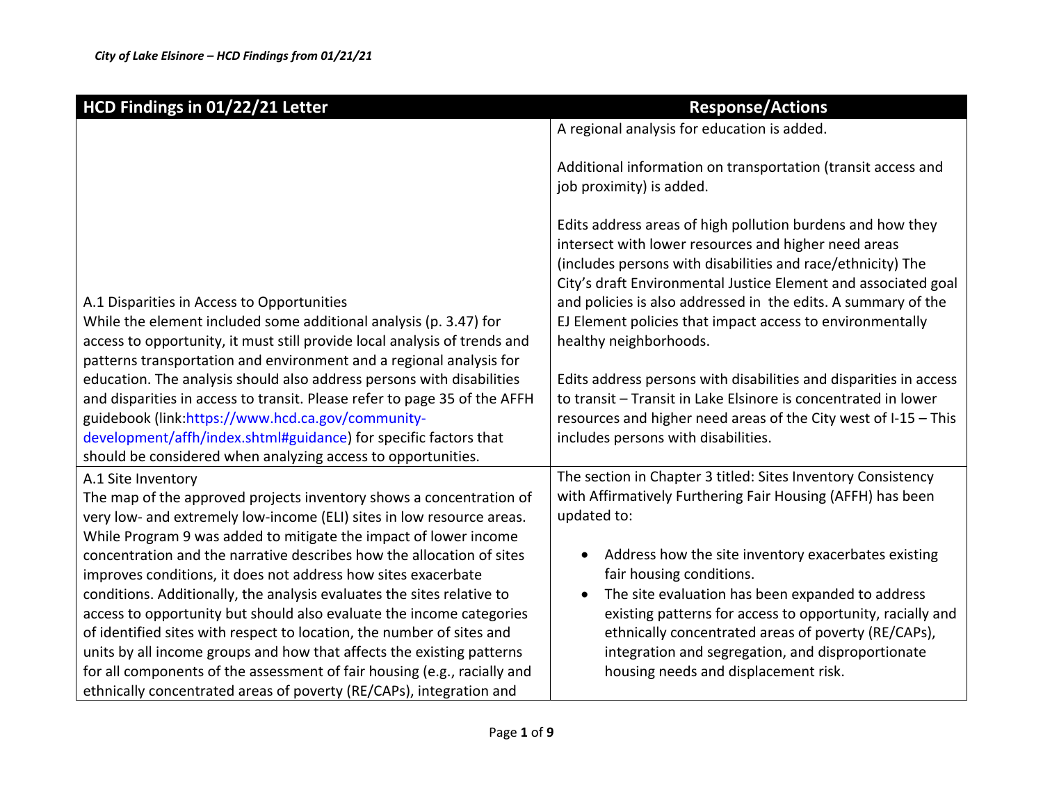*City of Lake Elsinore – HCD Findings from 01/21/21*

| HCD Findings in 01/22/21 Letter | Response/Actions |
|---|---|
| A.1 Disparities in Access to Opportunities<br>While the element included some additional analysis (p. 3.47) for access to opportunity, it must still provide local analysis of trends and patterns transportation and environment and a regional analysis for education. The analysis should also address persons with disabilities and disparities in access to transit. Please refer to page 35 of the AFFH guidebook (link:https://www.hcd.ca.gov/community-development/affh/index.shtml#guidance) for specific factors that should be considered when analyzing access to opportunities. | A regional analysis for education is added.<br><br>Additional information on transportation (transit access and job proximity) is added.<br><br>Edits address areas of high pollution burdens and how they intersect with lower resources and higher need areas (includes persons with disabilities and race/ethnicity) The City's draft Environmental Justice Element and associated goal and policies is also addressed in the edits. A summary of the EJ Element policies that impact access to environmentally healthy neighborhoods.<br><br>Edits address persons with disabilities and disparities in access to transit – Transit in Lake Elsinore is concentrated in lower resources and higher need areas of the City west of I-15 – This includes persons with disabilities. |
| A.1 Site Inventory<br>The map of the approved projects inventory shows a concentration of very low- and extremely low-income (ELI) sites in low resource areas. While Program 9 was added to mitigate the impact of lower income concentration and the narrative describes how the allocation of sites improves conditions, it does not address how sites exacerbate conditions. Additionally, the analysis evaluates the sites relative to access to opportunity but should also evaluate the income categories of identified sites with respect to location, the number of sites and units by all income groups and how that affects the existing patterns for all components of the assessment of fair housing (e.g., racially and ethnically concentrated areas of poverty (RE/CAPs), integration and | The section in Chapter 3 titled: Sites Inventory Consistency with Affirmatively Furthering Fair Housing (AFFH) has been updated to:<br><br>• Address how the site inventory exacerbates existing fair housing conditions.<br>• The site evaluation has been expanded to address existing patterns for access to opportunity, racially and ethnically concentrated areas of poverty (RE/CAPs), integration and segregation, and disproportionate housing needs and displacement risk. |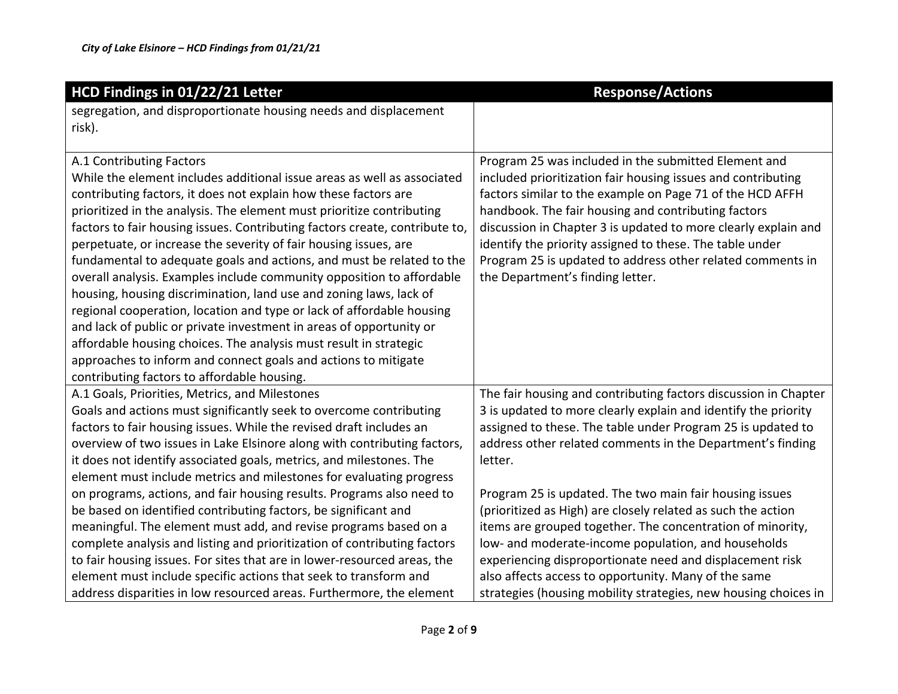| HCD Findings in 01/22/21 Letter | Response/Actions |
|---|---|
| segregation, and disproportionate housing needs and displacement risk). | |
| A.1 Contributing Factors<br>While the element includes additional issue areas as well as associated contributing factors, it does not explain how these factors are prioritized in the analysis. The element must prioritize contributing factors to fair housing issues. Contributing factors create, contribute to, perpetuate, or increase the severity of fair housing issues, are fundamental to adequate goals and actions, and must be related to the overall analysis. Examples include community opposition to affordable housing, housing discrimination, land use and zoning laws, lack of regional cooperation, location and type or lack of affordable housing and lack of public or private investment in areas of opportunity or affordable housing choices. The analysis must result in strategic approaches to inform and connect goals and actions to mitigate contributing factors to affordable housing. | Program 25 was included in the submitted Element and included prioritization fair housing issues and contributing factors similar to the example on Page 71 of the HCD AFFH handbook. The fair housing and contributing factors discussion in Chapter 3 is updated to more clearly explain and identify the priority assigned to these. The table under Program 25 is updated to address other related comments in the Department's finding letter. |
| A.1 Goals, Priorities, Metrics, and Milestones<br>Goals and actions must significantly seek to overcome contributing factors to fair housing issues. While the revised draft includes an overview of two issues in Lake Elsinore along with contributing factors, it does not identify associated goals, metrics, and milestones. The element must include metrics and milestones for evaluating progress on programs, actions, and fair housing results. Programs also need to be based on identified contributing factors, be significant and meaningful. The element must add, and revise programs based on a complete analysis and listing and prioritization of contributing factors to fair housing issues. For sites that are in lower-resourced areas, the element must include specific actions that seek to transform and address disparities in low resourced areas. Furthermore, the element | The fair housing and contributing factors discussion in Chapter 3 is updated to more clearly explain and identify the priority assigned to these. The table under Program 25 is updated to address other related comments in the Department's finding letter.<br><br>Program 25 is updated. The two main fair housing issues (prioritized as High) are closely related as such the action items are grouped together. The concentration of minority, low- and moderate-income population, and households experiencing disproportionate need and displacement risk also affects access to opportunity. Many of the same strategies (housing mobility strategies, new housing choices in |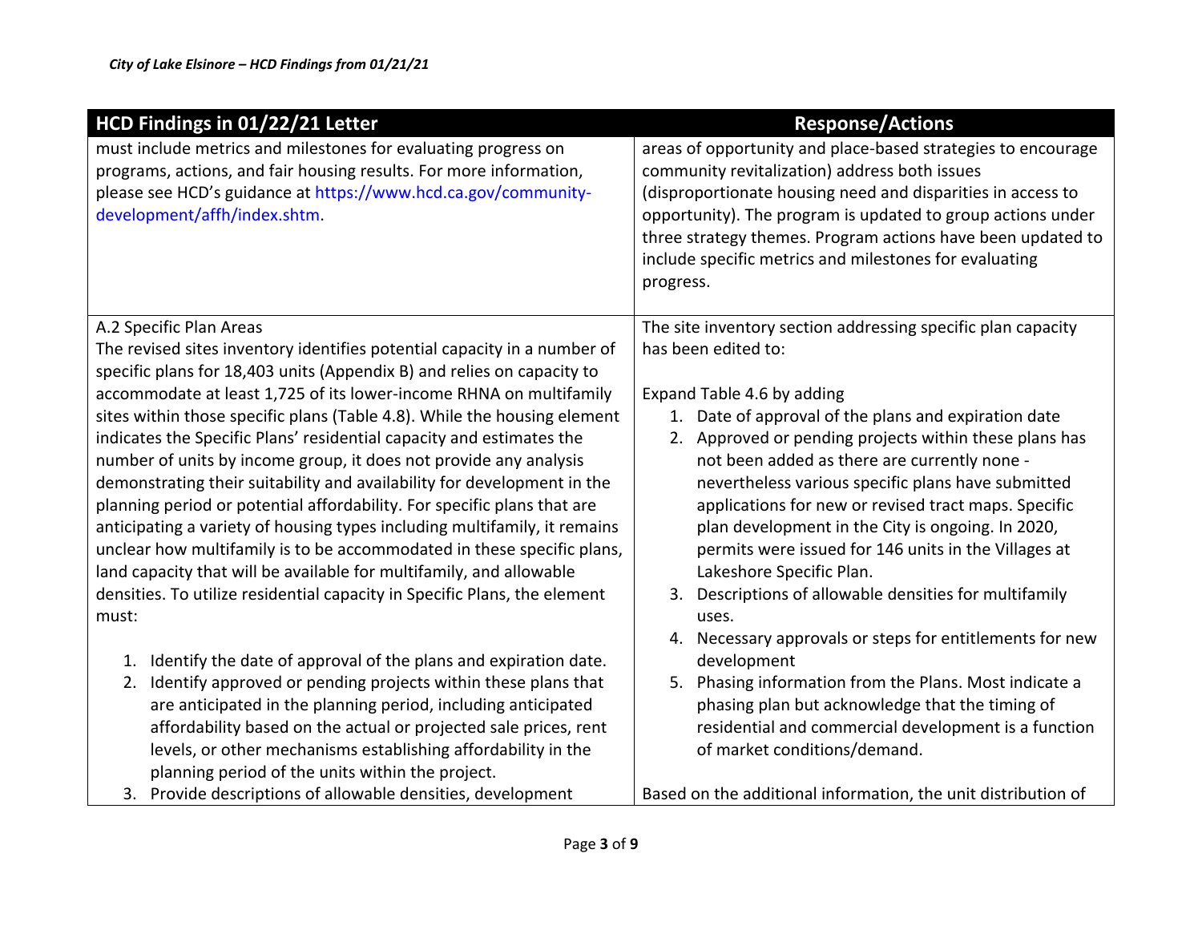| HCD Findings in 01/22/21 Letter | Response/Actions |
|---|---|
| must include metrics and milestones for evaluating progress on programs, actions, and fair housing results. For more information, please see HCD's guidance at https://www.hcd.ca.gov/community-development/affh/index.shtm. | areas of opportunity and place-based strategies to encourage community revitalization) address both issues (disproportionate housing need and disparities in access to opportunity). The program is updated to group actions under three strategy themes. Program actions have been updated to include specific metrics and milestones for evaluating progress. |
| A.2 Specific Plan Areas<br>The revised sites inventory identifies potential capacity in a number of specific plans for 18,403 units (Appendix B) and relies on capacity to accommodate at least 1,725 of its lower-income RHNA on multifamily sites within those specific plans (Table 4.8). While the housing element indicates the Specific Plans' residential capacity and estimates the number of units by income group, it does not provide any analysis demonstrating their suitability and availability for development in the planning period or potential affordability. For specific plans that are anticipating a variety of housing types including multifamily, it remains unclear how multifamily is to be accommodated in these specific plans, land capacity that will be available for multifamily, and allowable densities. To utilize residential capacity in Specific Plans, the element must:<br><br>1. Identify the date of approval of the plans and expiration date.<br>2. Identify approved or pending projects within these plans that are anticipated in the planning period, including anticipated affordability based on the actual or projected sale prices, rent levels, or other mechanisms establishing affordability in the planning period of the units within the project.<br>3. Provide descriptions of allowable densities, development | The site inventory section addressing specific plan capacity has been edited to:<br><br>Expand Table 4.6 by adding<br>1. Date of approval of the plans and expiration date<br>2. Approved or pending projects within these plans has not been added as there are currently none - nevertheless various specific plans have submitted applications for new or revised tract maps. Specific plan development in the City is ongoing. In 2020, permits were issued for 146 units in the Villages at Lakeshore Specific Plan.<br>3. Descriptions of allowable densities for multifamily uses.<br>4. Necessary approvals or steps for entitlements for new development<br>5. Phasing information from the Plans. Most indicate a phasing plan but acknowledge that the timing of residential and commercial development is a function of market conditions/demand.<br><br>Based on the additional information, the unit distribution of |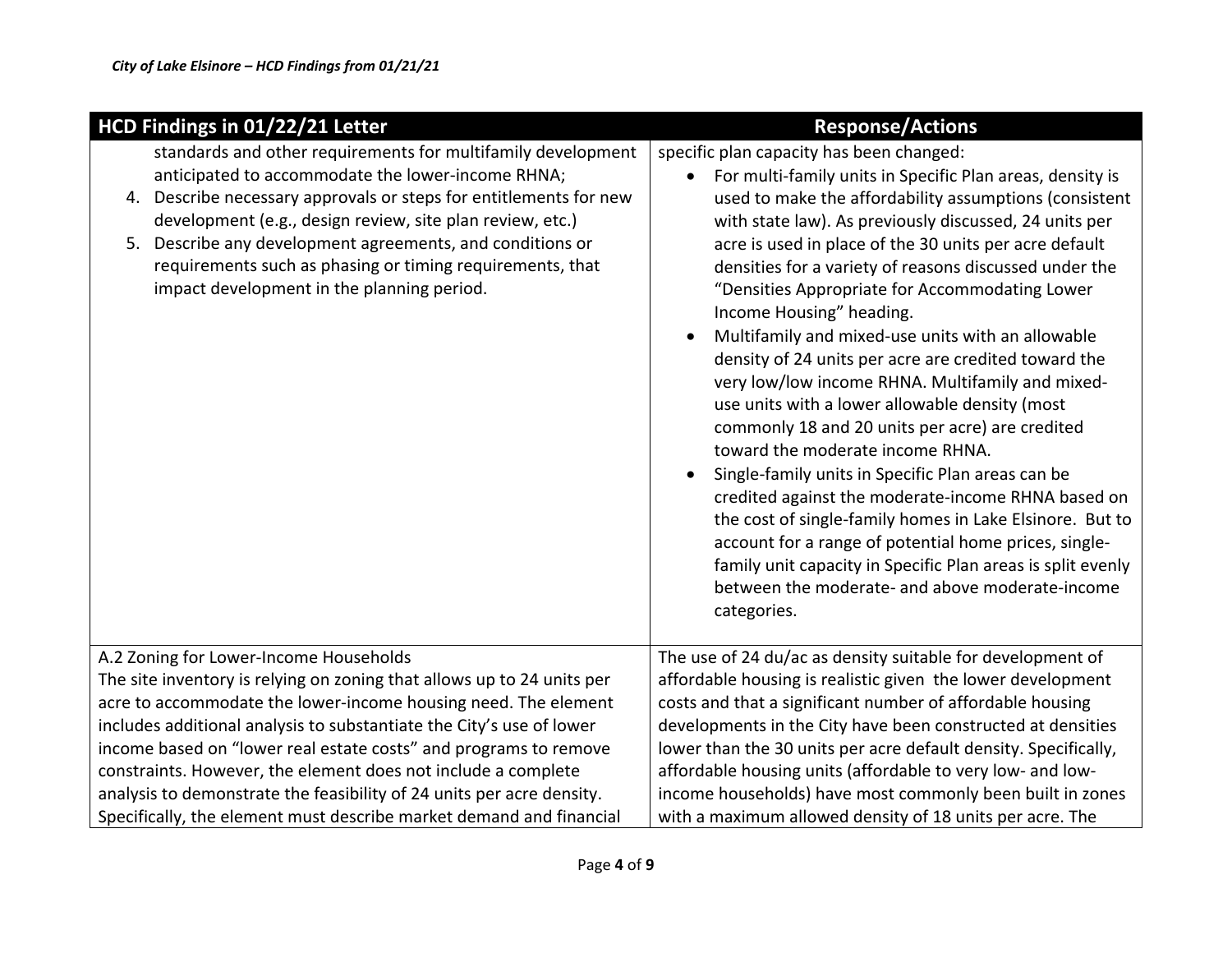| HCD Findings in 01/22/21 Letter | Response/Actions |
| --- | --- |
| standards and other requirements for multifamily development anticipated to accommodate the lower-income RHNA;<br>4. Describe necessary approvals or steps for entitlements for new development (e.g., design review, site plan review, etc.)<br>5. Describe any development agreements, and conditions or requirements such as phasing or timing requirements, that impact development in the planning period. | specific plan capacity has been changed:<br>• For multi-family units in Specific Plan areas, density is used to make the affordability assumptions (consistent with state law). As previously discussed, 24 units per acre is used in place of the 30 units per acre default densities for a variety of reasons discussed under the "Densities Appropriate for Accommodating Lower Income Housing" heading.<br>• Multifamily and mixed-use units with an allowable density of 24 units per acre are credited toward the very low/low income RHNA. Multifamily and mixed-use units with a lower allowable density (most commonly 18 and 20 units per acre) are credited toward the moderate income RHNA.<br>• Single-family units in Specific Plan areas can be credited against the moderate-income RHNA based on the cost of single-family homes in Lake Elsinore. But to account for a range of potential home prices, single-family unit capacity in Specific Plan areas is split evenly between the moderate- and above moderate-income categories. |
| A.2 Zoning for Lower-Income Households<br>The site inventory is relying on zoning that allows up to 24 units per acre to accommodate the lower-income housing need. The element includes additional analysis to substantiate the City's use of lower income based on "lower real estate costs" and programs to remove constraints. However, the element does not include a complete analysis to demonstrate the feasibility of 24 units per acre density. Specifically, the element must describe market demand and financial | The use of 24 du/ac as density suitable for development of affordable housing is realistic given the lower development costs and that a significant number of affordable housing developments in the City have been constructed at densities lower than the 30 units per acre default density. Specifically, affordable housing units (affordable to very low- and low-income households) have most commonly been built in zones with a maximum allowed density of 18 units per acre. The |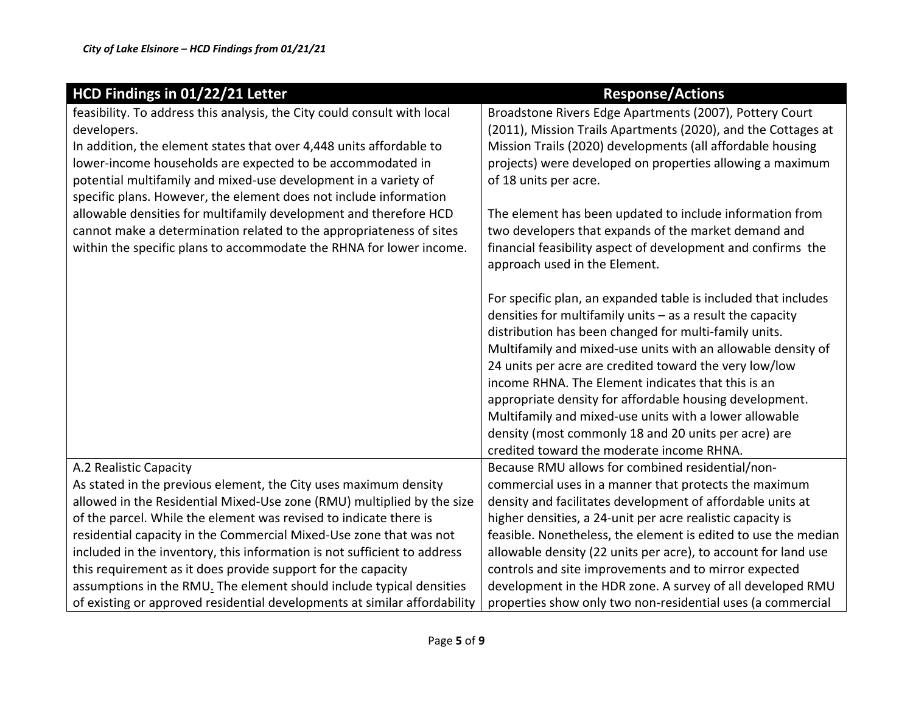*City of Lake Elsinore – HCD Findings from 01/21/21*

| HCD Findings in 01/22/21 Letter | Response/Actions |
|---|---|
| feasibility. To address this analysis, the City could consult with local developers.<br>In addition, the element states that over 4,448 units affordable to lower-income households are expected to be accommodated in potential multifamily and mixed-use development in a variety of specific plans. However, the element does not include information allowable densities for multifamily development and therefore HCD cannot make a determination related to the appropriateness of sites within the specific plans to accommodate the RHNA for lower income. | Broadstone Rivers Edge Apartments (2007), Pottery Court (2011), Mission Trails Apartments (2020), and the Cottages at Mission Trails (2020) developments (all affordable housing projects) were developed on properties allowing a maximum of 18 units per acre.<br><br>The element has been updated to include information from two developers that expands of the market demand and financial feasibility aspect of development and confirms the approach used in the Element.<br><br>For specific plan, an expanded table is included that includes densities for multifamily units – as a result the capacity distribution has been changed for multi-family units. Multifamily and mixed-use units with an allowable density of 24 units per acre are credited toward the very low/low income RHNA. The Element indicates that this is an appropriate density for affordable housing development. Multifamily and mixed-use units with a lower allowable density (most commonly 18 and 20 units per acre) are credited toward the moderate income RHNA. |
| A.2 Realistic Capacity<br>As stated in the previous element, the City uses maximum density allowed in the Residential Mixed-Use zone (RMU) multiplied by the size of the parcel. While the element was revised to indicate there is residential capacity in the Commercial Mixed-Use zone that was not included in the inventory, this information is not sufficient to address this requirement as it does provide support for the capacity assumptions in the RMU. The element should include typical densities of existing or approved residential developments at similar affordability | Because RMU allows for combined residential/non-commercial uses in a manner that protects the maximum density and facilitates development of affordable units at higher densities, a 24-unit per acre realistic capacity is feasible. Nonetheless, the element is edited to use the median allowable density (22 units per acre), to account for land use controls and site improvements and to mirror expected development in the HDR zone. A survey of all developed RMU properties show only two non-residential uses (a commercial |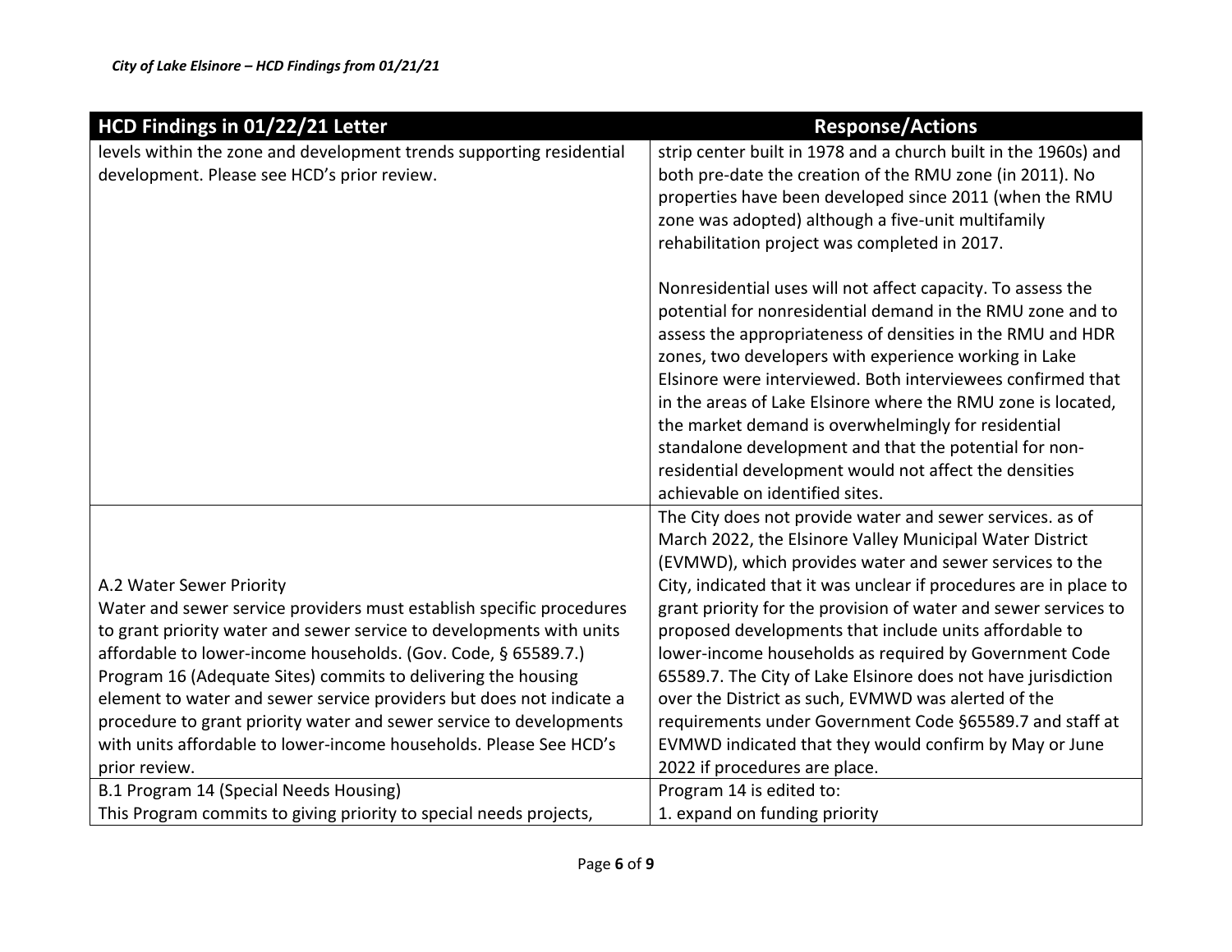| HCD Findings in 01/22/21 Letter | Response/Actions |
|---|---|
| levels within the zone and development trends supporting residential development. Please see HCD's prior review. | strip center built in 1978 and a church built in the 1960s) and both pre-date the creation of the RMU zone (in 2011). No properties have been developed since 2011 (when the RMU zone was adopted) although a five-unit multifamily rehabilitation project was completed in 2017.<br><br>Nonresidential uses will not affect capacity. To assess the potential for nonresidential demand in the RMU zone and to assess the appropriateness of densities in the RMU and HDR zones, two developers with experience working in Lake Elsinore were interviewed. Both interviewees confirmed that in the areas of Lake Elsinore where the RMU zone is located, the market demand is overwhelmingly for residential standalone development and that the potential for non-residential development would not affect the densities achievable on identified sites. |
| A.2 Water Sewer Priority<br>Water and sewer service providers must establish specific procedures to grant priority water and sewer service to developments with units affordable to lower-income households. (Gov. Code, § 65589.7.) Program 16 (Adequate Sites) commits to delivering the housing element to water and sewer service providers but does not indicate a procedure to grant priority water and sewer service to developments with units affordable to lower-income households. Please See HCD's prior review. | The City does not provide water and sewer services. as of March 2022, the Elsinore Valley Municipal Water District (EVMWD), which provides water and sewer services to the City, indicated that it was unclear if procedures are in place to grant priority for the provision of water and sewer services to proposed developments that include units affordable to lower-income households as required by Government Code 65589.7. The City of Lake Elsinore does not have jurisdiction over the District as such, EVMWD was alerted of the requirements under Government Code §65589.7 and staff at EVMWD indicated that they would confirm by May or June 2022 if procedures are place. |
| B.1 Program 14 (Special Needs Housing)<br>This Program commits to giving priority to special needs projects, | Program 14 is edited to:<br>1. expand on funding priority |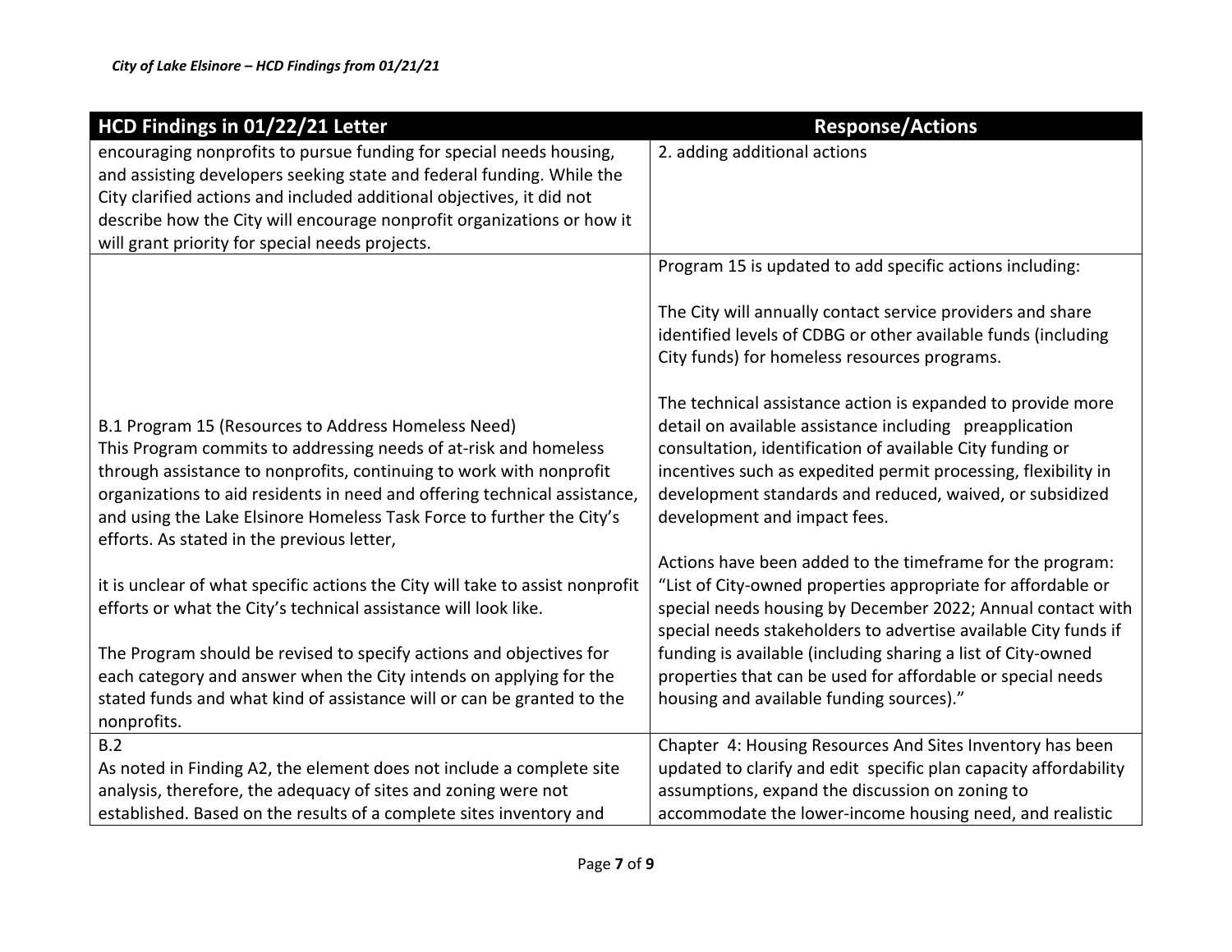| HCD Findings in 01/22/21 Letter | Response/Actions |
|---|---|
| encouraging nonprofits to pursue funding for special needs housing, and assisting developers seeking state and federal funding. While the City clarified actions and included additional objectives, it did not describe how the City will encourage nonprofit organizations or how it will grant priority for special needs projects. | 2. adding additional actions |
| B.1 Program 15 (Resources to Address Homeless Need)<br>This Program commits to addressing needs of at-risk and homeless through assistance to nonprofits, continuing to work with nonprofit organizations to aid residents in need and offering technical assistance, and using the Lake Elsinore Homeless Task Force to further the City's efforts. As stated in the previous letter,<br><br>it is unclear of what specific actions the City will take to assist nonprofit efforts or what the City's technical assistance will look like.<br><br>The Program should be revised to specify actions and objectives for each category and answer when the City intends on applying for the stated funds and what kind of assistance will or can be granted to the nonprofits. | Program 15 is updated to add specific actions including:<br><br>The City will annually contact service providers and share identified levels of CDBG or other available funds (including City funds) for homeless resources programs.<br><br>The technical assistance action is expanded to provide more detail on available assistance including preapplication consultation, identification of available City funding or incentives such as expedited permit processing, flexibility in development standards and reduced, waived, or subsidized development and impact fees.<br><br>Actions have been added to the timeframe for the program: "List of City-owned properties appropriate for affordable or special needs housing by December 2022; Annual contact with special needs stakeholders to advertise available City funds if funding is available (including sharing a list of City-owned properties that can be used for affordable or special needs housing and available funding sources)." |
| B.2<br>As noted in Finding A2, the element does not include a complete site analysis, therefore, the adequacy of sites and zoning were not established. Based on the results of a complete sites inventory and | Chapter 4: Housing Resources And Sites Inventory has been updated to clarify and edit specific plan capacity affordability assumptions, expand the discussion on zoning to accommodate the lower-income housing need, and realistic |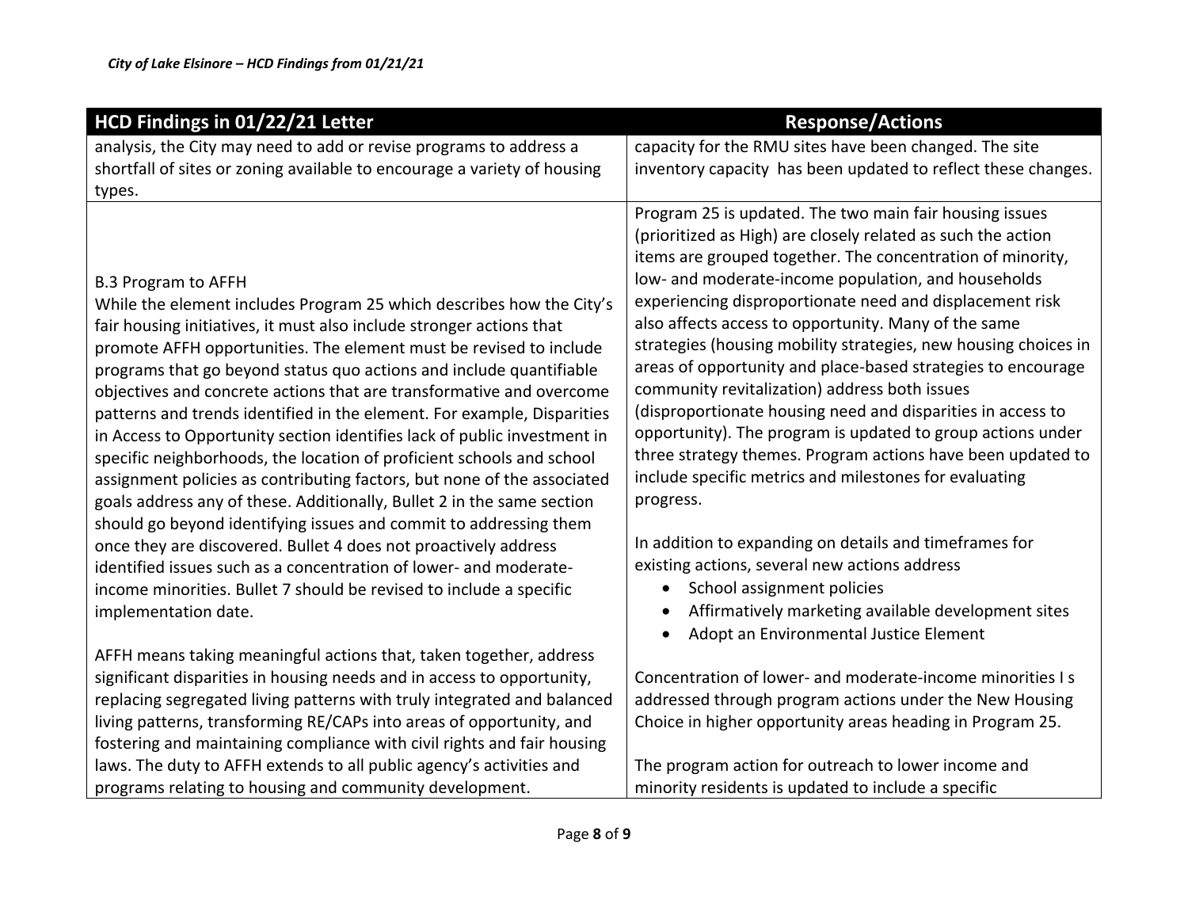*City of Lake Elsinore – HCD Findings from 01/21/21*

| HCD Findings in 01/22/21 Letter | Response/Actions |
|---|---|
| analysis, the City may need to add or revise programs to address a shortfall of sites or zoning available to encourage a variety of housing types. | capacity for the RMU sites have been changed. The site inventory capacity has been updated to reflect these changes. |
| B.3 Program to AFFH<br>While the element includes Program 25 which describes how the City's fair housing initiatives, it must also include stronger actions that promote AFFH opportunities. The element must be revised to include programs that go beyond status quo actions and include quantifiable objectives and concrete actions that are transformative and overcome patterns and trends identified in the element. For example, Disparities in Access to Opportunity section identifies lack of public investment in specific neighborhoods, the location of proficient schools and school assignment policies as contributing factors, but none of the associated goals address any of these. Additionally, Bullet 2 in the same section should go beyond identifying issues and commit to addressing them once they are discovered. Bullet 4 does not proactively address identified issues such as a concentration of lower- and moderate-income minorities. Bullet 7 should be revised to include a specific implementation date.<br><br>AFFH means taking meaningful actions that, taken together, address significant disparities in housing needs and in access to opportunity, replacing segregated living patterns with truly integrated and balanced living patterns, transforming RE/CAPs into areas of opportunity, and fostering and maintaining compliance with civil rights and fair housing laws. The duty to AFFH extends to all public agency's activities and programs relating to housing and community development. | Program 25 is updated. The two main fair housing issues (prioritized as High) are closely related as such the action items are grouped together. The concentration of minority, low- and moderate-income population, and households experiencing disproportionate need and displacement risk also affects access to opportunity. Many of the same strategies (housing mobility strategies, new housing choices in areas of opportunity and place-based strategies to encourage community revitalization) address both issues (disproportionate housing need and disparities in access to opportunity). The program is updated to group actions under three strategy themes. Program actions have been updated to include specific metrics and milestones for evaluating progress.<br><br>In addition to expanding on details and timeframes for existing actions, several new actions address<br>• School assignment policies<br>• Affirmatively marketing available development sites<br>• Adopt an Environmental Justice Element<br><br>Concentration of lower- and moderate-income minorities I s addressed through program actions under the New Housing Choice in higher opportunity areas heading in Program 25.<br><br>The program action for outreach to lower income and minority residents is updated to include a specific |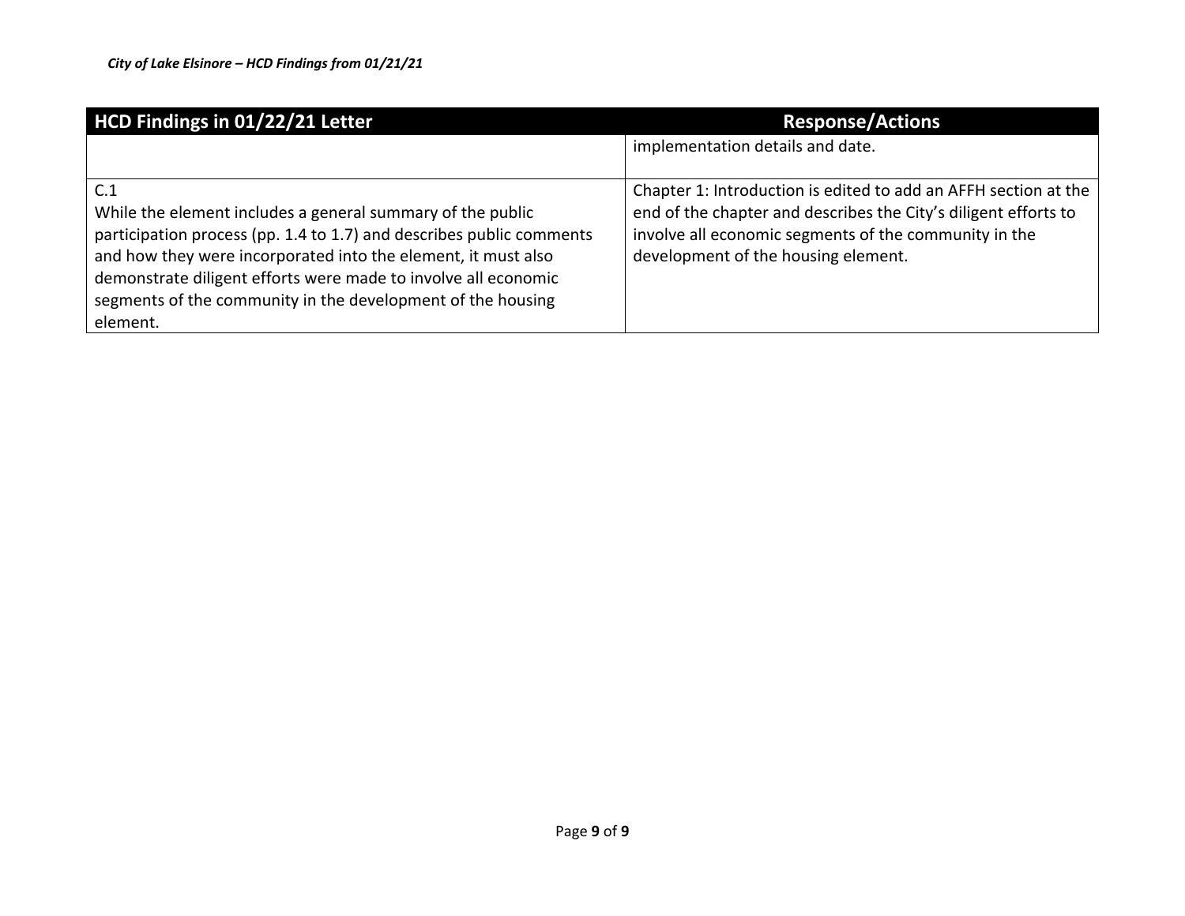| HCD Findings in 01/22/21 Letter | Response/Actions |
|---|---|
| | implementation details and date. |
| C.1<br>While the element includes a general summary of the public participation process (pp. 1.4 to 1.7) and describes public comments and how they were incorporated into the element, it must also demonstrate diligent efforts were made to involve all economic segments of the community in the development of the housing element. | Chapter 1: Introduction is edited to add an AFFH section at the end of the chapter and describes the City's diligent efforts to involve all economic segments of the community in the development of the housing element. |